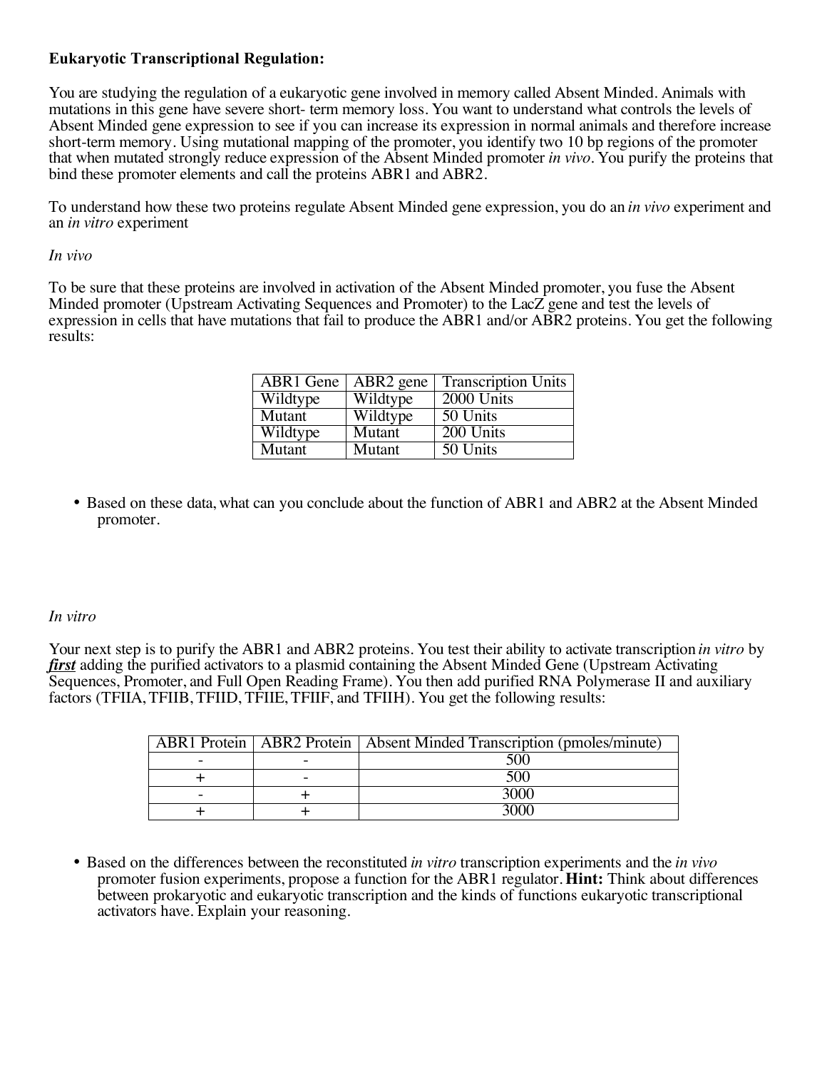**Eukaryotic Transcriptional Regulation:**

You are studying the regulation of a eukaryotic gene involved in memory called Absent Minded. Animals with mutations in this gene have severe short- term memory loss. You want to understand what controls the levels of Absent Minded gene expression to see if you can increase its expression in normal animals and therefore increase short-term memory. Using mutational mapping of the promoter, you identify two 10 bp regions of the promoter that when mutated strongly reduce expression of the Absent Minded promoter *in vivo*. You purify the proteins that bind these promoter elements and call the proteins ABR1 and ABR2.

To understand how these two proteins regulate Absent Minded gene expression, you do an *in vivo* experiment and an *in vitro* experiment

*In vivo*

To be sure that these proteins are involved in activation of the Absent Minded promoter, you fuse the Absent Minded promoter (Upstream Activating Sequences and Promoter) to the LacZ gene and test the levels of expression in cells that have mutations that fail to produce the ABR1 and/or ABR2 proteins. You get the following results:

| ABR1 Gene | ABR2 gene | Transcription Units |
|---|---|---|
| Wildtype | Wildtype | 2000 Units |
| Mutant | Wildtype | 50 Units |
| Wildtype | Mutant | 200 Units |
| Mutant | Mutant | 50 Units |

- Based on these data, what can you conclude about the function of ABR1 and ABR2 at the Absent Minded promoter.

*In vitro*

Your next step is to purify the ABR1 and ABR2 proteins. You test their ability to activate transcription *in vitro* by ***first*** adding the purified activators to a plasmid containing the Absent Minded Gene (Upstream Activating Sequences, Promoter, and Full Open Reading Frame). You then add purified RNA Polymerase II and auxiliary factors (TFIIA, TFIIB, TFIID, TFIIE, TFIIF, and TFIIH). You get the following results:

| ABR1 Protein | ABR2 Protein | Absent Minded Transcription (pmoles/minute) |
|---|---|---|
| - | - | 500 |
| + | - | 500 |
| - | + | 3000 |
| + | + | 3000 |

- Based on the differences between the reconstituted *in vitro* transcription experiments and the *in vivo* promoter fusion experiments, propose a function for the ABR1 regulator. **Hint:** Think about differences between prokaryotic and eukaryotic transcription and the kinds of functions eukaryotic transcriptional activators have. Explain your reasoning.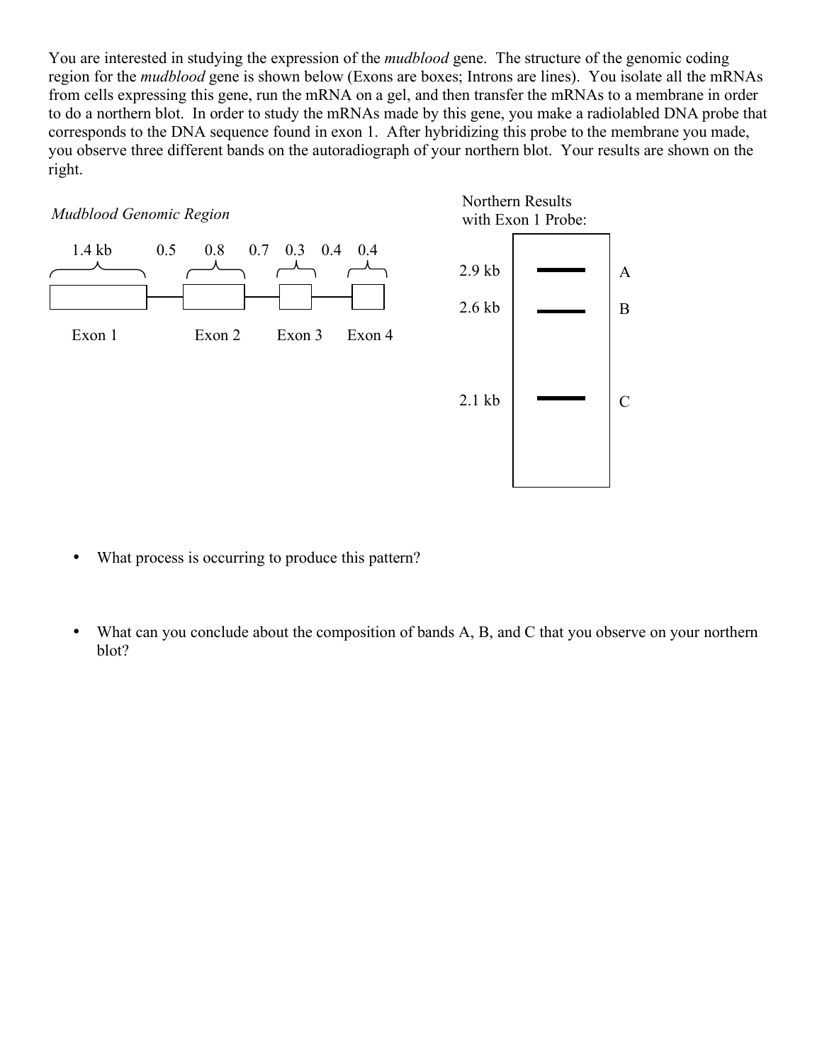You are interested in studying the expression of the *mudblood* gene. The structure of the genomic coding region for the *mudblood* gene is shown below (Exons are boxes; Introns are lines). You isolate all the mRNAs from cells expressing this gene, run the mRNA on a gel, and then transfer the mRNAs to a membrane in order to do a northern blot. In order to study the mRNAs made by this gene, you make a radiolabled DNA probe that corresponds to the DNA sequence found in exon 1. After hybridizing this probe to the membrane you made, you observe three different bands on the autoradiograph of your northern blot. Your results are shown on the right.

*Mudblood Genomic Region*

1.4 kb 0.5 0.8 0.7 0.3 0.4 0.4

Exon 1 Exon 2 Exon 3 Exon 4

Northern Results with Exon 1 Probe:

| Size | Band |
| --- | --- |
| 2.9 kb | A |
| 2.6 kb | B |
| 2.1 kb | C |

- What process is occurring to produce this pattern?

- What can you conclude about the composition of bands A, B, and C that you observe on your northern blot?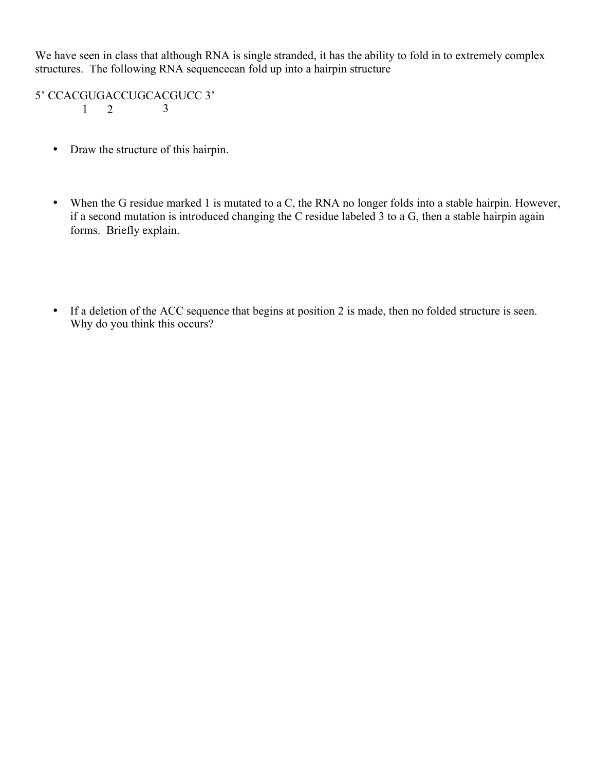We have seen in class that although RNA is single stranded, it has the ability to fold in to extremely complex structures. The following RNA sequencecan fold up into a hairpin structure

5' CCACGUGACCUGCACGUCC 3'
1 2 3

- Draw the structure of this hairpin.

- When the G residue marked 1 is mutated to a C, the RNA no longer folds into a stable hairpin. However, if a second mutation is introduced changing the C residue labeled 3 to a G, then a stable hairpin again forms. Briefly explain.

- If a deletion of the ACC sequence that begins at position 2 is made, then no folded structure is seen. Why do you think this occurs?